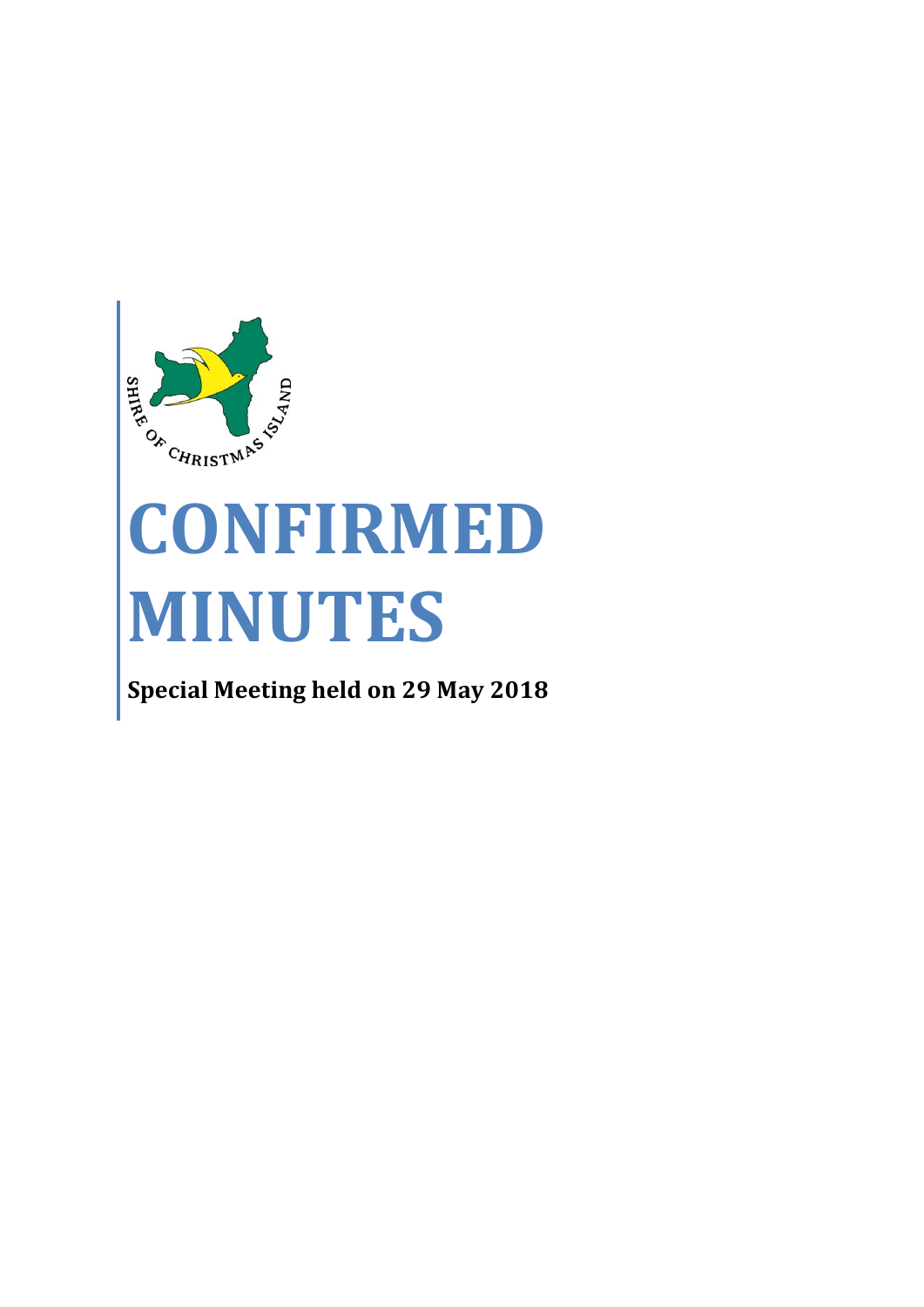SHIRE OF CHRISTMAS ISLAND

# CONFIRMED MINUTES

**Special Meeting held on 29 May 2018**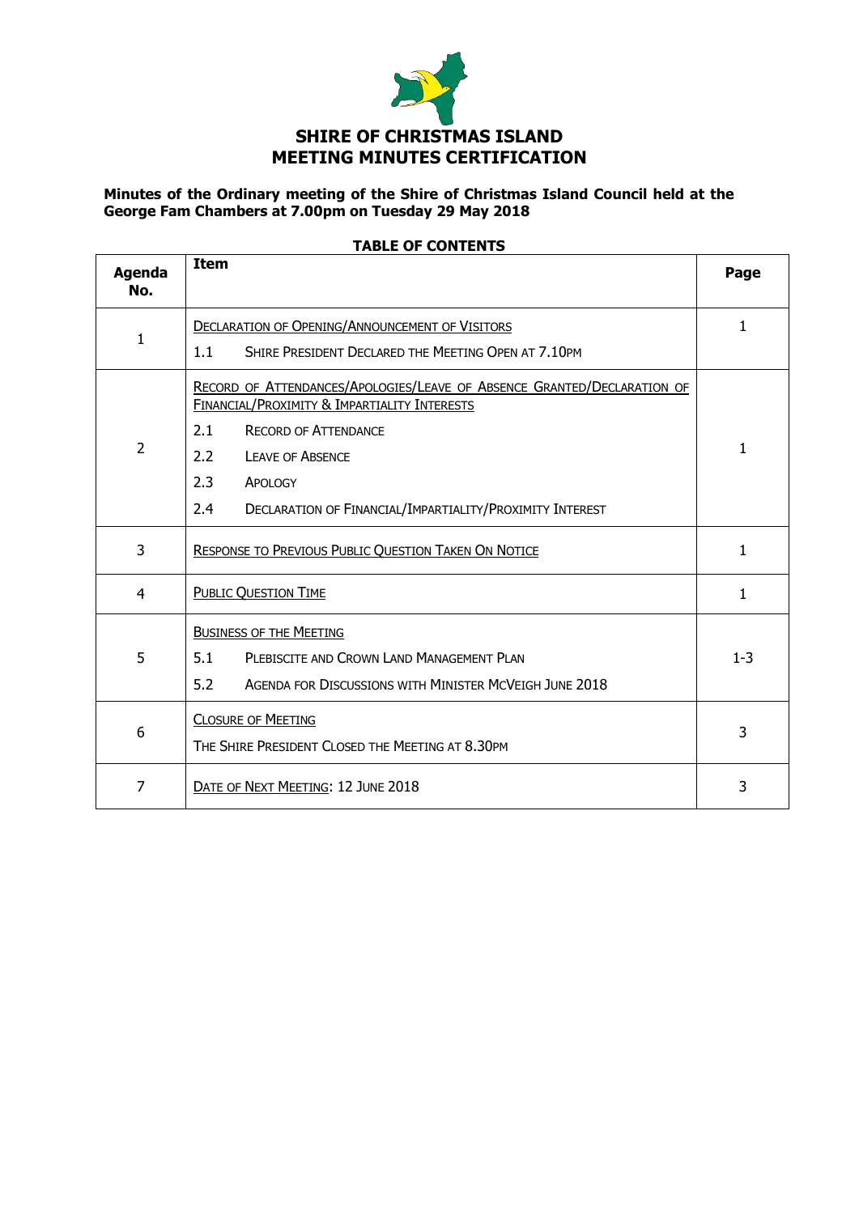# SHIRE OF CHRISTMAS ISLAND
# MEETING MINUTES CERTIFICATION

**Minutes of the Ordinary meeting of the Shire of Christmas Island Council held at the George Fam Chambers at 7.00pm on Tuesday 29 May 2018**

**TABLE OF CONTENTS**

| Agenda No. | Item | Page |
|---|---|---|
| 1 | DECLARATION OF OPENING/ANNOUNCEMENT OF VISITORS<br>1.1 SHIRE PRESIDENT DECLARED THE MEETING OPEN AT 7.10PM | 1 |
| 2 | RECORD OF ATTENDANCES/APOLOGIES/LEAVE OF ABSENCE GRANTED/DECLARATION OF FINANCIAL/PROXIMITY & IMPARTIALITY INTERESTS<br>2.1 RECORD OF ATTENDANCE<br>2.2 LEAVE OF ABSENCE<br>2.3 APOLOGY<br>2.4 DECLARATION OF FINANCIAL/IMPARTIALITY/PROXIMITY INTEREST | 1 |
| 3 | RESPONSE TO PREVIOUS PUBLIC QUESTION TAKEN ON NOTICE | 1 |
| 4 | PUBLIC QUESTION TIME | 1 |
| 5 | BUSINESS OF THE MEETING<br>5.1 PLEBISCITE AND CROWN LAND MANAGEMENT PLAN<br>5.2 AGENDA FOR DISCUSSIONS WITH MINISTER MCVEIGH JUNE 2018 | 1-3 |
| 6 | CLOSURE OF MEETING<br>THE SHIRE PRESIDENT CLOSED THE MEETING AT 8.30PM | 3 |
| 7 | DATE OF NEXT MEETING: 12 JUNE 2018 | 3 |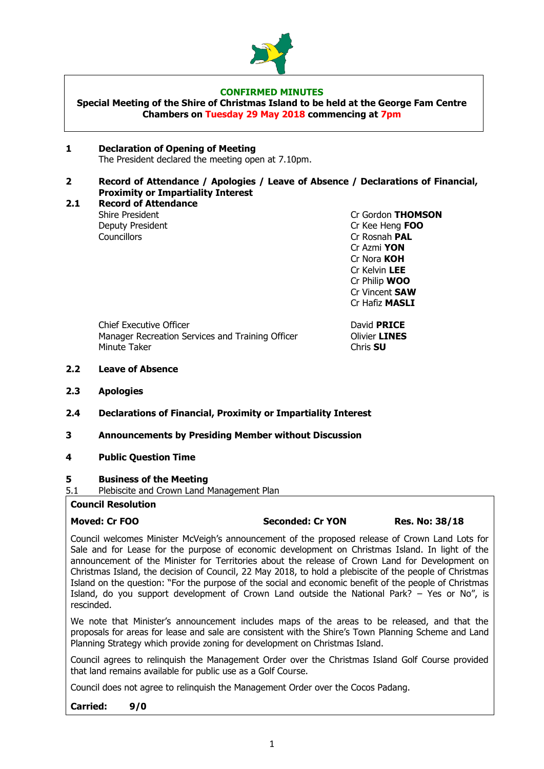**CONFIRMED MINUTES**

**Special Meeting of the Shire of Christmas Island to be held at the George Fam Centre Chambers on Tuesday 29 May 2018 commencing at 7pm**

## 1 Declaration of Opening of Meeting

The President declared the meeting open at 7.10pm.

## 2 Record of Attendance / Apologies / Leave of Absence / Declarations of Financial, Proximity or Impartiality Interest

### 2.1 Record of Attendance

| | |
|---|---|
| Shire President | Cr Gordon **THOMSON** |
| Deputy President | Cr Kee Heng **FOO** |
| Councillors | Cr Rosnah **PAL** |
| | Cr Azmi **YON** |
| | Cr Nora **KOH** |
| | Cr Kelvin **LEE** |
| | Cr Philip **WOO** |
| | Cr Vincent **SAW** |
| | Cr Hafiz **MASLI** |
| Chief Executive Officer | David **PRICE** |
| Manager Recreation Services and Training Officer | Olivier **LINES** |
| Minute Taker | Chris **SU** |

### 2.2 Leave of Absence

### 2.3 Apologies

### 2.4 Declarations of Financial, Proximity or Impartiality Interest

## 3 Announcements by Presiding Member without Discussion

## 4 Public Question Time

## 5 Business of the Meeting

5.1 Plebiscite and Crown Land Management Plan

**Council Resolution**

**Moved: Cr FOO** **Seconded: Cr YON** **Res. No: 38/18**

Council welcomes Minister McVeigh's announcement of the proposed release of Crown Land Lots for Sale and for Lease for the purpose of economic development on Christmas Island. In light of the announcement of the Minister for Territories about the release of Crown Land for Development on Christmas Island, the decision of Council, 22 May 2018, to hold a plebiscite of the people of Christmas Island on the question: "For the purpose of the social and economic benefit of the people of Christmas Island, do you support development of Crown Land outside the National Park? – Yes or No", is rescinded.

We note that Minister's announcement includes maps of the areas to be released, and that the proposals for areas for lease and sale are consistent with the Shire's Town Planning Scheme and Land Planning Strategy which provide zoning for development on Christmas Island.

Council agrees to relinquish the Management Order over the Christmas Island Golf Course provided that land remains available for public use as a Golf Course.

Council does not agree to relinquish the Management Order over the Cocos Padang.

**Carried: 9/0**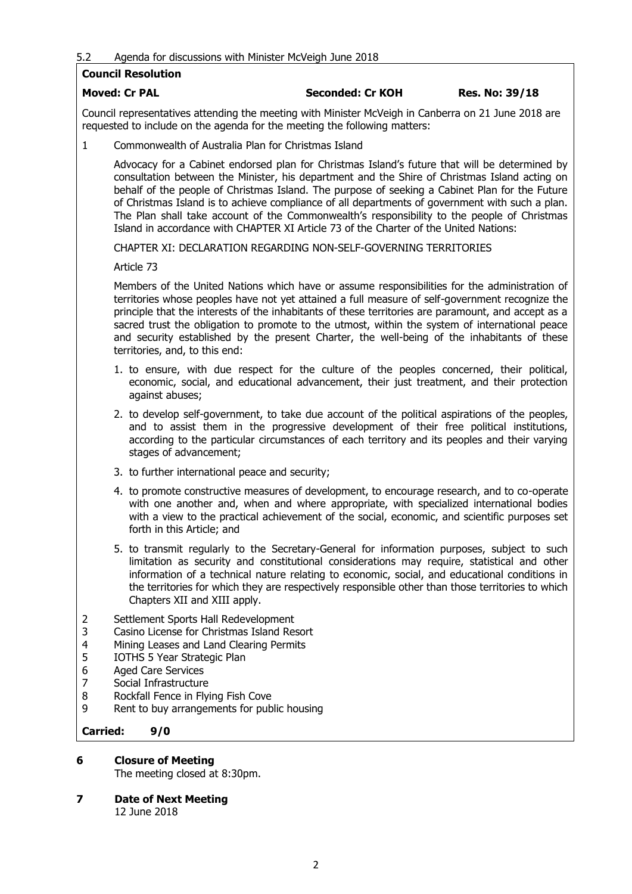5.2 Agenda for discussions with Minister McVeigh June 2018

**Council Resolution**

**Moved: Cr PAL** **Seconded: Cr KOH** **Res. No: 39/18**

Council representatives attending the meeting with Minister McVeigh in Canberra on 21 June 2018 are requested to include on the agenda for the meeting the following matters:

1 Commonwealth of Australia Plan for Christmas Island

Advocacy for a Cabinet endorsed plan for Christmas Island's future that will be determined by consultation between the Minister, his department and the Shire of Christmas Island acting on behalf of the people of Christmas Island. The purpose of seeking a Cabinet Plan for the Future of Christmas Island is to achieve compliance of all departments of government with such a plan. The Plan shall take account of the Commonwealth's responsibility to the people of Christmas Island in accordance with CHAPTER XI Article 73 of the Charter of the United Nations:

CHAPTER XI: DECLARATION REGARDING NON-SELF-GOVERNING TERRITORIES

Article 73

Members of the United Nations which have or assume responsibilities for the administration of territories whose peoples have not yet attained a full measure of self-government recognize the principle that the interests of the inhabitants of these territories are paramount, and accept as a sacred trust the obligation to promote to the utmost, within the system of international peace and security established by the present Charter, the well-being of the inhabitants of these territories, and, to this end:

1. to ensure, with due respect for the culture of the peoples concerned, their political, economic, social, and educational advancement, their just treatment, and their protection against abuses;
2. to develop self-government, to take due account of the political aspirations of the peoples, and to assist them in the progressive development of their free political institutions, according to the particular circumstances of each territory and its peoples and their varying stages of advancement;
3. to further international peace and security;
4. to promote constructive measures of development, to encourage research, and to co-operate with one another and, when and where appropriate, with specialized international bodies with a view to the practical achievement of the social, economic, and scientific purposes set forth in this Article; and
5. to transmit regularly to the Secretary-General for information purposes, subject to such limitation as security and constitutional considerations may require, statistical and other information of a technical nature relating to economic, social, and educational conditions in the territories for which they are respectively responsible other than those territories to which Chapters XII and XIII apply.

2 Settlement Sports Hall Redevelopment
3 Casino License for Christmas Island Resort
4 Mining Leases and Land Clearing Permits
5 IOTHS 5 Year Strategic Plan
6 Aged Care Services
7 Social Infrastructure
8 Rockfall Fence in Flying Fish Cove
9 Rent to buy arrangements for public housing

**Carried: 9/0**

## 6 Closure of Meeting

The meeting closed at 8:30pm.

## 7 Date of Next Meeting

12 June 2018